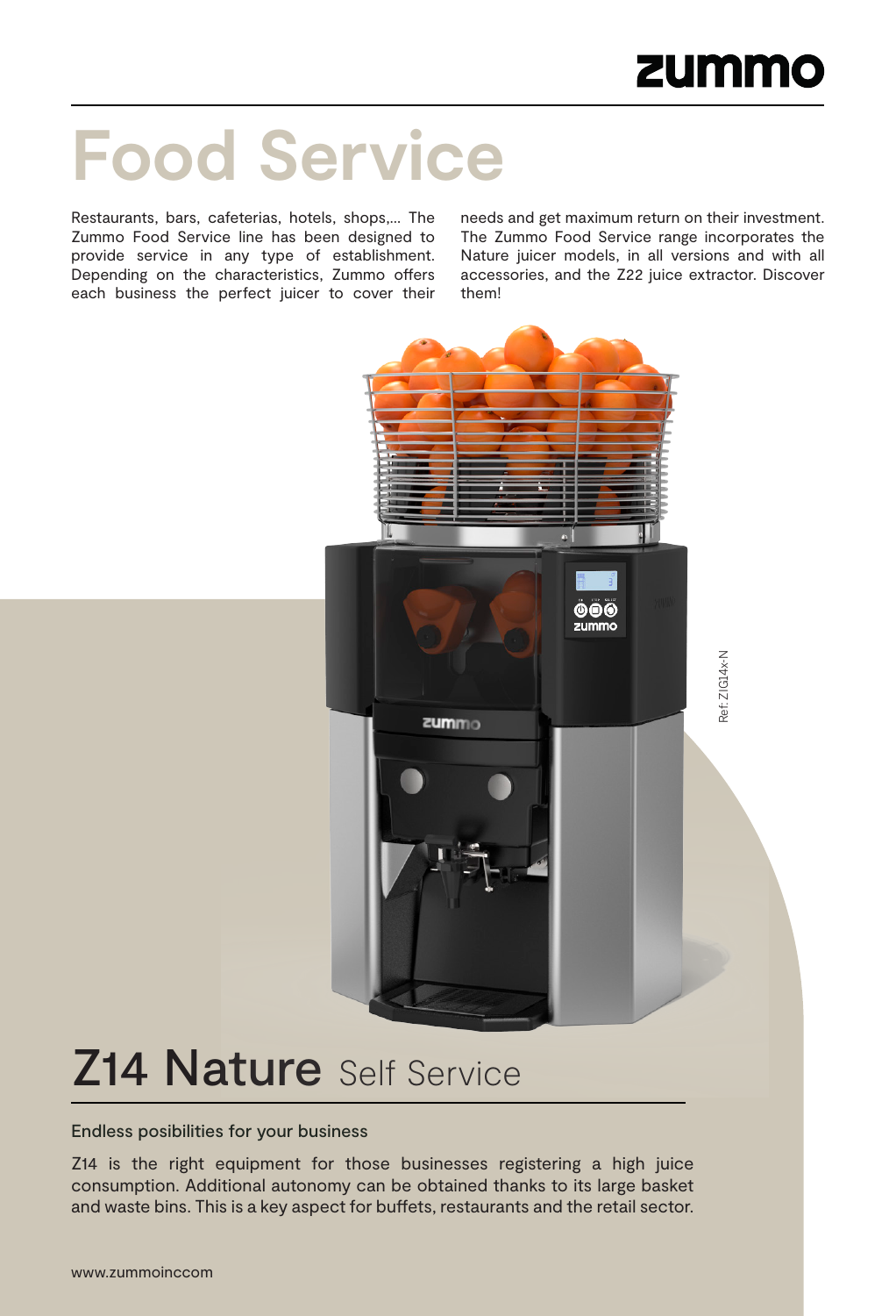zummo

# Food Service

Restaurants, bars, cafeterias, hotels, shops,... The Zummo Food Service line has been designed to provide service in any type of establishment. Depending on the characteristics, Zummo offers each business the perfect juicer to cover their needs and get maximum return on their investment. The Zummo Food Service range incorporates the Nature juicer models, in all versions and with all accessories, and the Z22 juice extractor. Discover them!

Ref: Z1G14x-N

## Z14 Nature Self Service

Endless posibilities for your business

Z14 is the right equipment for those businesses registering a high juice consumption. Additional autonomy can be obtained thanks to its large basket and waste bins. This is a key aspect for buffets, restaurants and the retail sector.

www.zummoinccom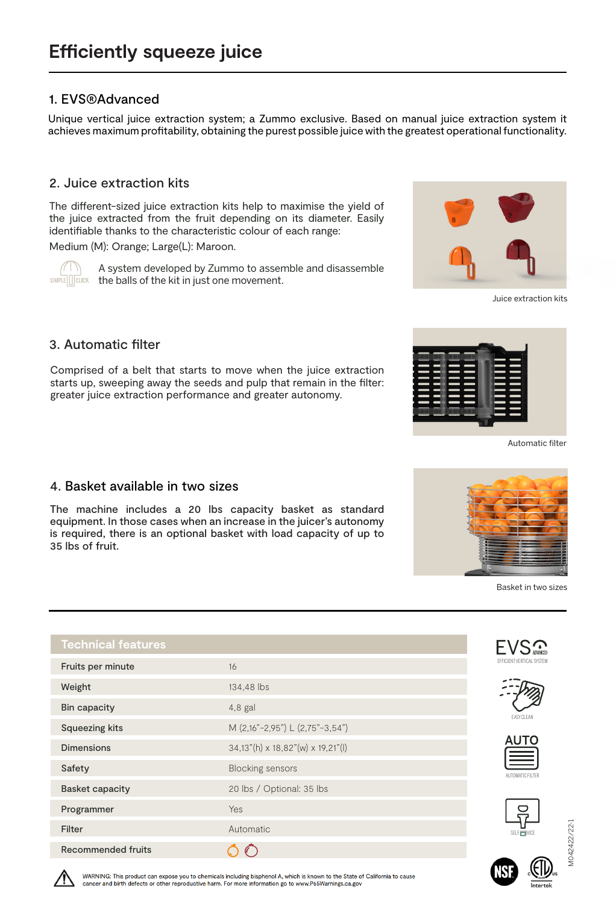# Efficiently squeeze juice

## 1. EVS®Advanced

Unique vertical juice extraction system; a Zummo exclusive. Based on manual juice extraction system it achieves maximum profitability, obtaining the purest possible juice with the greatest operational functionality.

## 2. Juice extraction kits

The different-sized juice extraction kits help to maximise the yield of the juice extracted from the fruit depending on its diameter. Easily identifiable thanks to the characteristic colour of each range:

Medium (M): Orange; Large(L): Maroon.

SIMPLE CLICK

A system developed by Zummo to assemble and disassemble the balls of the kit in just one movement.

Juice extraction kits

## 3. Automatic filter

Comprised of a belt that starts to move when the juice extraction starts up, sweeping away the seeds and pulp that remain in the filter: greater juice extraction performance and greater autonomy.

Automatic filter

## 4. Basket available in two sizes

The machine includes a 20 lbs capacity basket as standard equipment. In those cases when an increase in the juicer's autonomy is required, there is an optional basket with load capacity of up to 35 lbs of fruit.

Basket in two sizes

| Technical features | |
|---|---|
| Fruits per minute | 16 |
| Weight | 134,48 lbs |
| Bin capacity | 4,8 gal |
| Squeezing kits | M (2,16"-2,95") L (2,75"-3,54") |
| Dimensions | 34,13"(h) x 18,82"(w) x 19,21"(l) |
| Safety | Blocking sensors |
| Basket capacity | 20 lbs / Optional: 35 lbs |
| Programmer | Yes |
| Filter | Automatic |
| Recommended fruits | |

EVS ADVANCED EFFICIENT VERTICAL SYSTEM

EASY CLEAN

AUTO AUTOMATIC FILTER

SELF SERVICE

NSF

Intertek

M04422/22-1

WARNING: This product can expose you to chemicals including bisphenol A, which is known to the State of California to cause cancer and birth defects or other reproductive harm. For more information go to www.P65Warnings.ca.gov